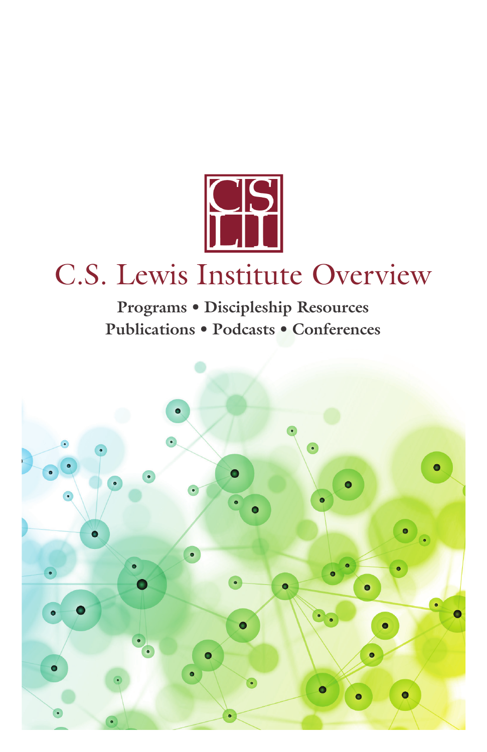CS
LI

# C.S. Lewis Institute Overview

**Programs • Discipleship Resources**
**Publications • Podcasts • Conferences**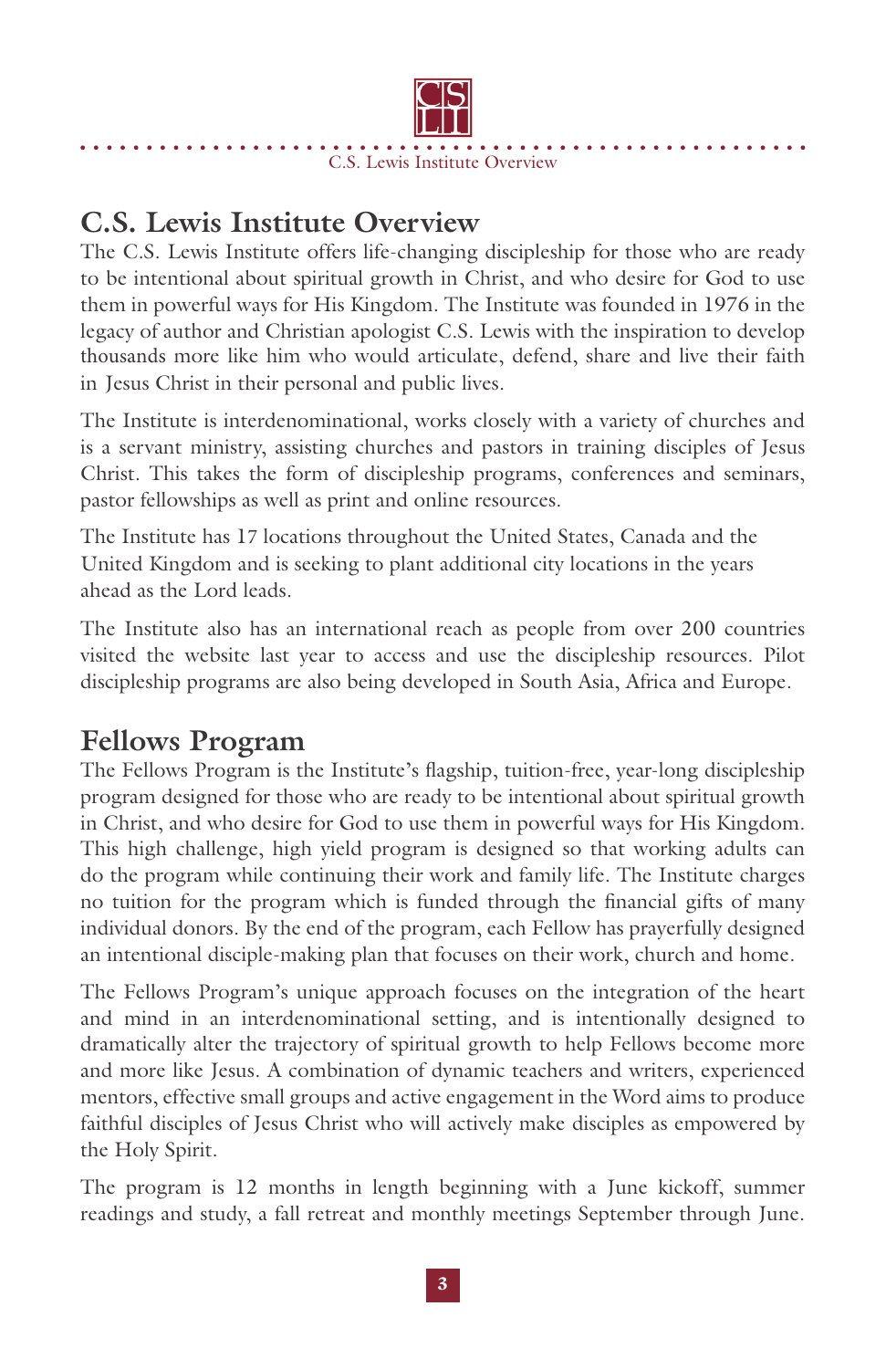## C.S. Lewis Institute Overview

The C.S. Lewis Institute offers life-changing discipleship for those who are ready to be intentional about spiritual growth in Christ, and who desire for God to use them in powerful ways for His Kingdom. The Institute was founded in 1976 in the legacy of author and Christian apologist C.S. Lewis with the inspiration to develop thousands more like him who would articulate, defend, share and live their faith in Jesus Christ in their personal and public lives.

The Institute is interdenominational, works closely with a variety of churches and is a servant ministry, assisting churches and pastors in training disciples of Jesus Christ. This takes the form of discipleship programs, conferences and seminars, pastor fellowships as well as print and online resources.

The Institute has 17 locations throughout the United States, Canada and the United Kingdom and is seeking to plant additional city locations in the years ahead as the Lord leads.

The Institute also has an international reach as people from over 200 countries visited the website last year to access and use the discipleship resources. Pilot discipleship programs are also being developed in South Asia, Africa and Europe.

## Fellows Program

The Fellows Program is the Institute's flagship, tuition-free, year-long discipleship program designed for those who are ready to be intentional about spiritual growth in Christ, and who desire for God to use them in powerful ways for His Kingdom. This high challenge, high yield program is designed so that working adults can do the program while continuing their work and family life. The Institute charges no tuition for the program which is funded through the financial gifts of many individual donors. By the end of the program, each Fellow has prayerfully designed an intentional disciple-making plan that focuses on their work, church and home.

The Fellows Program's unique approach focuses on the integration of the heart and mind in an interdenominational setting, and is intentionally designed to dramatically alter the trajectory of spiritual growth to help Fellows become more and more like Jesus. A combination of dynamic teachers and writers, experienced mentors, effective small groups and active engagement in the Word aims to produce faithful disciples of Jesus Christ who will actively make disciples as empowered by the Holy Spirit.

The program is 12 months in length beginning with a June kickoff, summer readings and study, a fall retreat and monthly meetings September through June.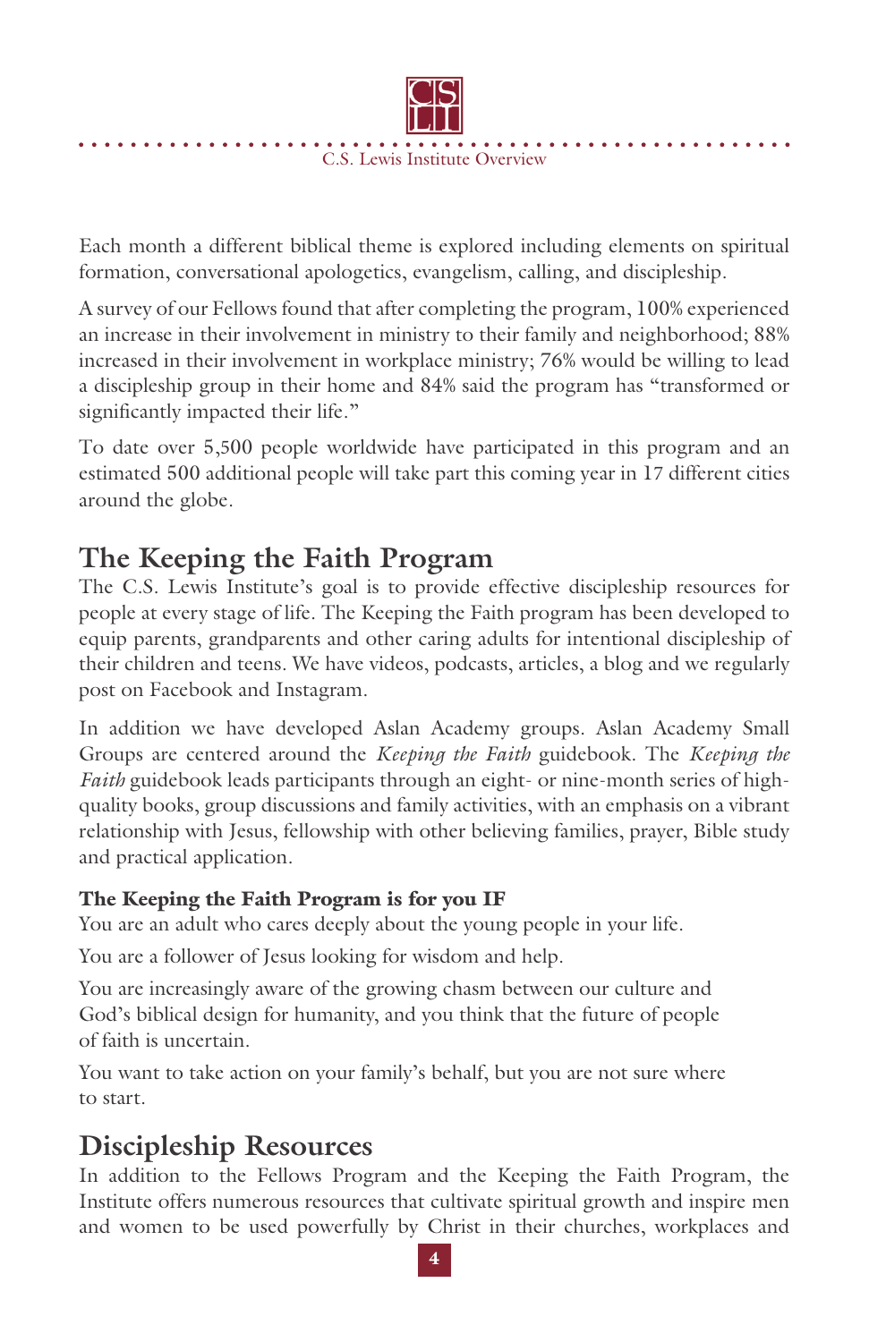Each month a different biblical theme is explored including elements on spiritual formation, conversational apologetics, evangelism, calling, and discipleship.

A survey of our Fellows found that after completing the program, 100% experienced an increase in their involvement in ministry to their family and neighborhood; 88% increased in their involvement in workplace ministry; 76% would be willing to lead a discipleship group in their home and 84% said the program has "transformed or significantly impacted their life."

To date over 5,500 people worldwide have participated in this program and an estimated 500 additional people will take part this coming year in 17 different cities around the globe.

## The Keeping the Faith Program

The C.S. Lewis Institute's goal is to provide effective discipleship resources for people at every stage of life. The Keeping the Faith program has been developed to equip parents, grandparents and other caring adults for intentional discipleship of their children and teens. We have videos, podcasts, articles, a blog and we regularly post on Facebook and Instagram.

In addition we have developed Aslan Academy groups. Aslan Academy Small Groups are centered around the *Keeping the Faith* guidebook. The *Keeping the Faith* guidebook leads participants through an eight- or nine-month series of high-quality books, group discussions and family activities, with an emphasis on a vibrant relationship with Jesus, fellowship with other believing families, prayer, Bible study and practical application.

**The Keeping the Faith Program is for you IF**

You are an adult who cares deeply about the young people in your life.

You are a follower of Jesus looking for wisdom and help.

You are increasingly aware of the growing chasm between our culture and God's biblical design for humanity, and you think that the future of people of faith is uncertain.

You want to take action on your family's behalf, but you are not sure where to start.

## Discipleship Resources

In addition to the Fellows Program and the Keeping the Faith Program, the Institute offers numerous resources that cultivate spiritual growth and inspire men and women to be used powerfully by Christ in their churches, workplaces and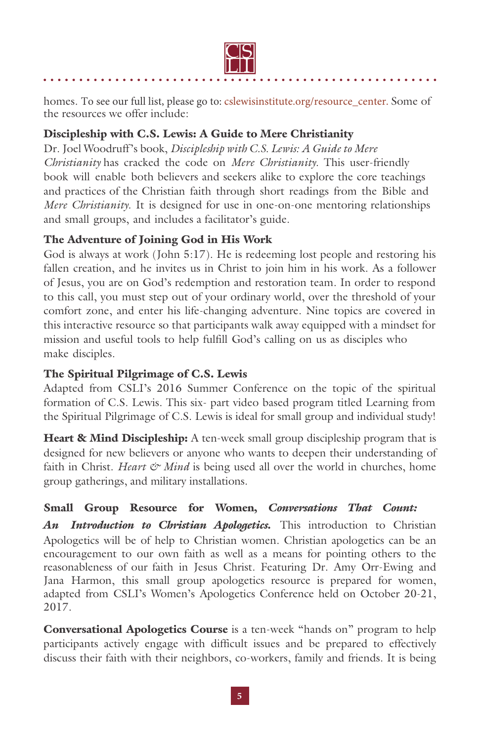homes. To see our full list, please go to: cslewisinstitute.org/resource_center. Some of the resources we offer include:

**Discipleship with C.S. Lewis: A Guide to Mere Christianity**

Dr. Joel Woodruff's book, *Discipleship with C.S. Lewis: A Guide to Mere Christianity* has cracked the code on *Mere Christianity*. This user-friendly book will enable both believers and seekers alike to explore the core teachings and practices of the Christian faith through short readings from the Bible and *Mere Christianity*. It is designed for use in one-on-one mentoring relationships and small groups, and includes a facilitator's guide.

**The Adventure of Joining God in His Work**

God is always at work (John 5:17). He is redeeming lost people and restoring his fallen creation, and he invites us in Christ to join him in his work. As a follower of Jesus, you are on God's redemption and restoration team. In order to respond to this call, you must step out of your ordinary world, over the threshold of your comfort zone, and enter his life-changing adventure. Nine topics are covered in this interactive resource so that participants walk away equipped with a mindset for mission and useful tools to help fulfill God's calling on us as disciples who make disciples.

**The Spiritual Pilgrimage of C.S. Lewis**

Adapted from CSLI's 2016 Summer Conference on the topic of the spiritual formation of C.S. Lewis. This six- part video based program titled Learning from the Spiritual Pilgrimage of C.S. Lewis is ideal for small group and individual study!

**Heart & Mind Discipleship:** A ten-week small group discipleship program that is designed for new believers or anyone who wants to deepen their understanding of faith in Christ. *Heart & Mind* is being used all over the world in churches, home group gatherings, and military installations.

**Small Group Resource for Women, *Conversations That Count: An Introduction to Christian Apologetics.*** This introduction to Christian Apologetics will be of help to Christian women. Christian apologetics can be an encouragement to our own faith as well as a means for pointing others to the reasonableness of our faith in Jesus Christ. Featuring Dr. Amy Orr-Ewing and Jana Harmon, this small group apologetics resource is prepared for women, adapted from CSLI's Women's Apologetics Conference held on October 20-21, 2017.

**Conversational Apologetics Course** is a ten-week "hands on" program to help participants actively engage with difficult issues and be prepared to effectively discuss their faith with their neighbors, co-workers, family and friends. It is being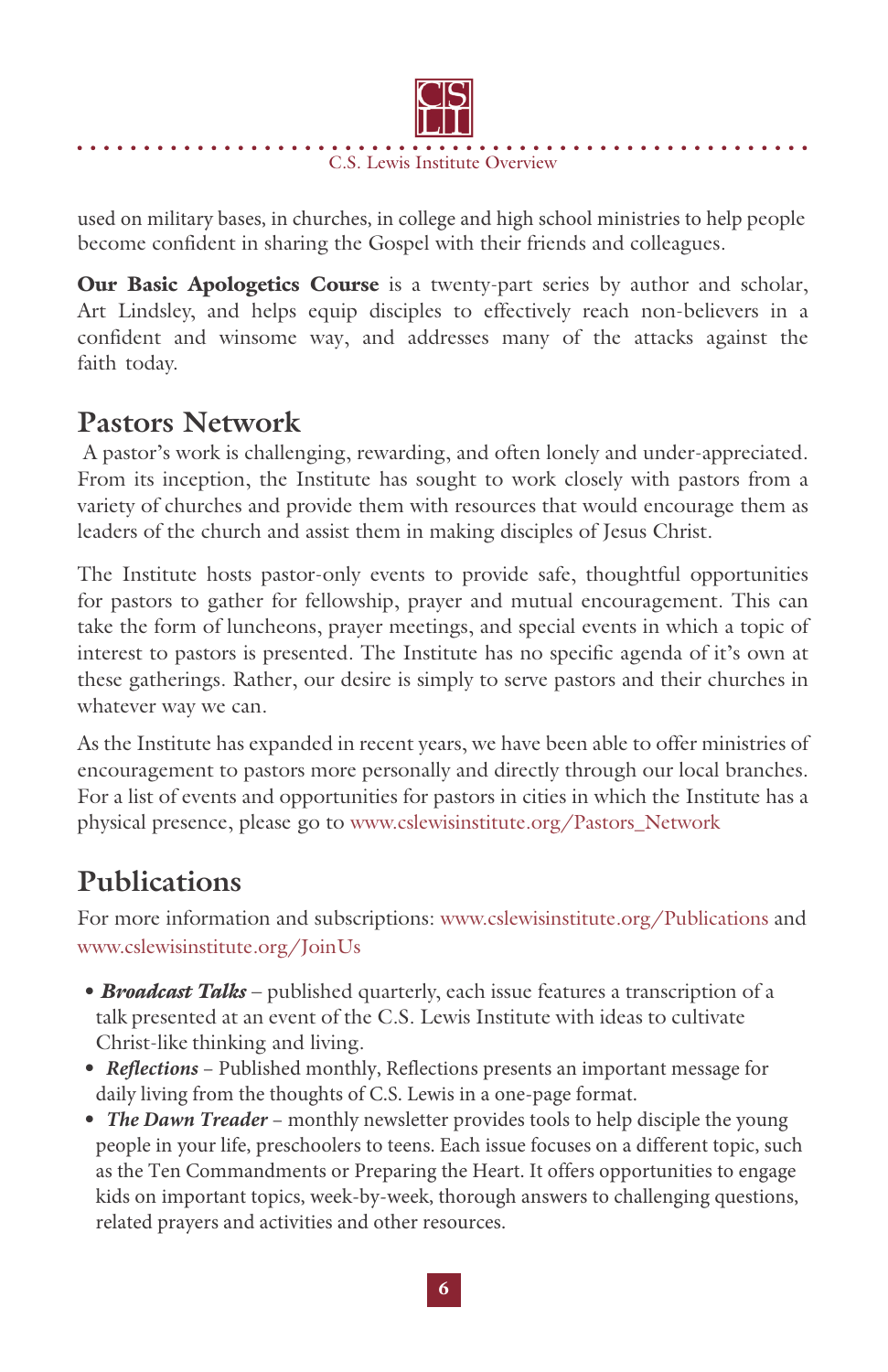used on military bases, in churches, in college and high school ministries to help people become confident in sharing the Gospel with their friends and colleagues.

**Our Basic Apologetics Course** is a twenty-part series by author and scholar, Art Lindsley, and helps equip disciples to effectively reach non-believers in a confident and winsome way, and addresses many of the attacks against the faith today.

## Pastors Network

A pastor's work is challenging, rewarding, and often lonely and under-appreciated. From its inception, the Institute has sought to work closely with pastors from a variety of churches and provide them with resources that would encourage them as leaders of the church and assist them in making disciples of Jesus Christ.

The Institute hosts pastor-only events to provide safe, thoughtful opportunities for pastors to gather for fellowship, prayer and mutual encouragement. This can take the form of luncheons, prayer meetings, and special events in which a topic of interest to pastors is presented. The Institute has no specific agenda of it's own at these gatherings. Rather, our desire is simply to serve pastors and their churches in whatever way we can.

As the Institute has expanded in recent years, we have been able to offer ministries of encouragement to pastors more personally and directly through our local branches. For a list of events and opportunities for pastors in cities in which the Institute has a physical presence, please go to www.cslewisinstitute.org/Pastors_Network

## Publications

For more information and subscriptions: www.cslewisinstitute.org/Publications and www.cslewisinstitute.org/JoinUs

- ***Broadcast Talks*** – published quarterly, each issue features a transcription of a talk presented at an event of the C.S. Lewis Institute with ideas to cultivate Christ-like thinking and living.
- ***Reflections*** – Published monthly, Reflections presents an important message for daily living from the thoughts of C.S. Lewis in a one-page format.
- ***The Dawn Treader*** – monthly newsletter provides tools to help disciple the young people in your life, preschoolers to teens. Each issue focuses on a different topic, such as the Ten Commandments or Preparing the Heart. It offers opportunities to engage kids on important topics, week-by-week, thorough answers to challenging questions, related prayers and activities and other resources.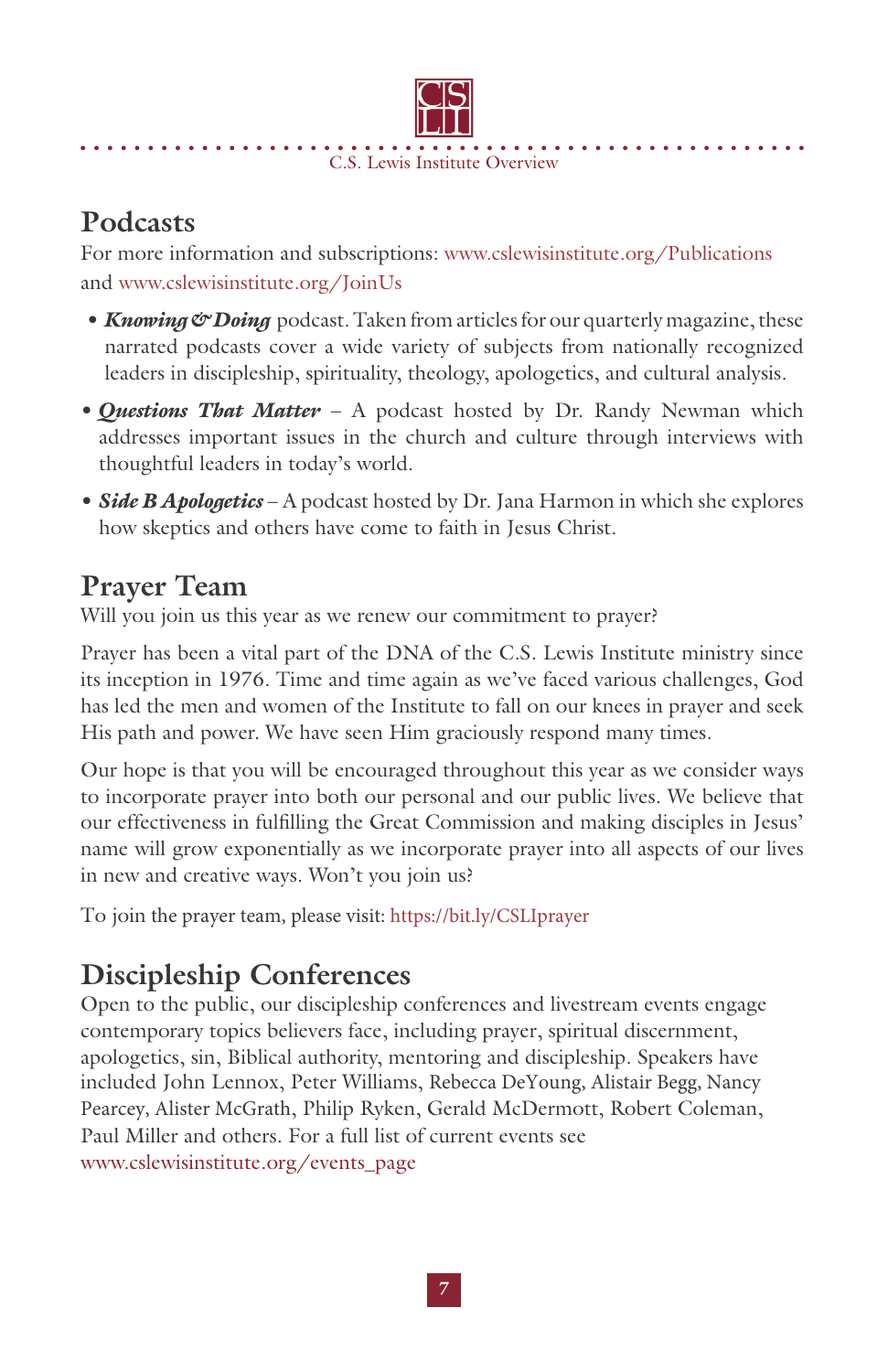## Podcasts

For more information and subscriptions: www.cslewisinstitute.org/Publications and www.cslewisinstitute.org/JoinUs

- ***Knowing & Doing*** podcast. Taken from articles for our quarterly magazine, these narrated podcasts cover a wide variety of subjects from nationally recognized leaders in discipleship, spirituality, theology, apologetics, and cultural analysis.
- ***Questions That Matter*** – A podcast hosted by Dr. Randy Newman which addresses important issues in the church and culture through interviews with thoughtful leaders in today's world.
- ***Side B Apologetics*** – A podcast hosted by Dr. Jana Harmon in which she explores how skeptics and others have come to faith in Jesus Christ.

## Prayer Team

Will you join us this year as we renew our commitment to prayer?

Prayer has been a vital part of the DNA of the C.S. Lewis Institute ministry since its inception in 1976. Time and time again as we've faced various challenges, God has led the men and women of the Institute to fall on our knees in prayer and seek His path and power. We have seen Him graciously respond many times.

Our hope is that you will be encouraged throughout this year as we consider ways to incorporate prayer into both our personal and our public lives. We believe that our effectiveness in fulfilling the Great Commission and making disciples in Jesus' name will grow exponentially as we incorporate prayer into all aspects of our lives in new and creative ways. Won't you join us?

To join the prayer team, please visit: https://bit.ly/CSLIprayer

## Discipleship Conferences

Open to the public, our discipleship conferences and livestream events engage contemporary topics believers face, including prayer, spiritual discernment, apologetics, sin, Biblical authority, mentoring and discipleship. Speakers have included John Lennox, Peter Williams, Rebecca DeYoung, Alistair Begg, Nancy Pearcey, Alister McGrath, Philip Ryken, Gerald McDermott, Robert Coleman, Paul Miller and others. For a full list of current events see www.cslewisinstitute.org/events_page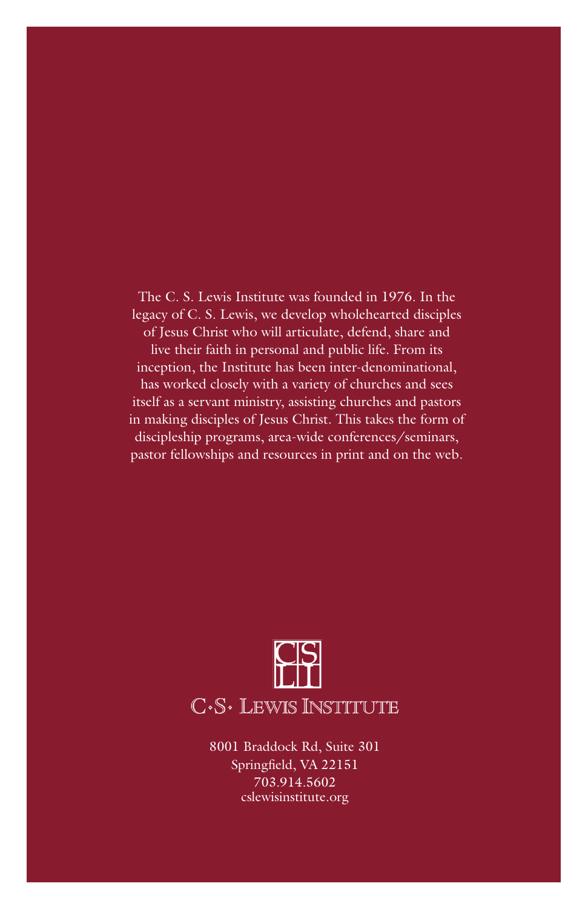The C. S. Lewis Institute was founded in 1976. In the legacy of C. S. Lewis, we develop wholehearted disciples of Jesus Christ who will articulate, defend, share and live their faith in personal and public life. From its inception, the Institute has been inter-denominational, has worked closely with a variety of churches and sees itself as a servant ministry, assisting churches and pastors in making disciples of Jesus Christ. This takes the form of discipleship programs, area-wide conferences/seminars, pastor fellowships and resources in print and on the web.

CS
LI

C·S· LEWIS INSTITUTE

8001 Braddock Rd, Suite 301
Springfield, VA 22151
703.914.5602
cslewisinstitute.org